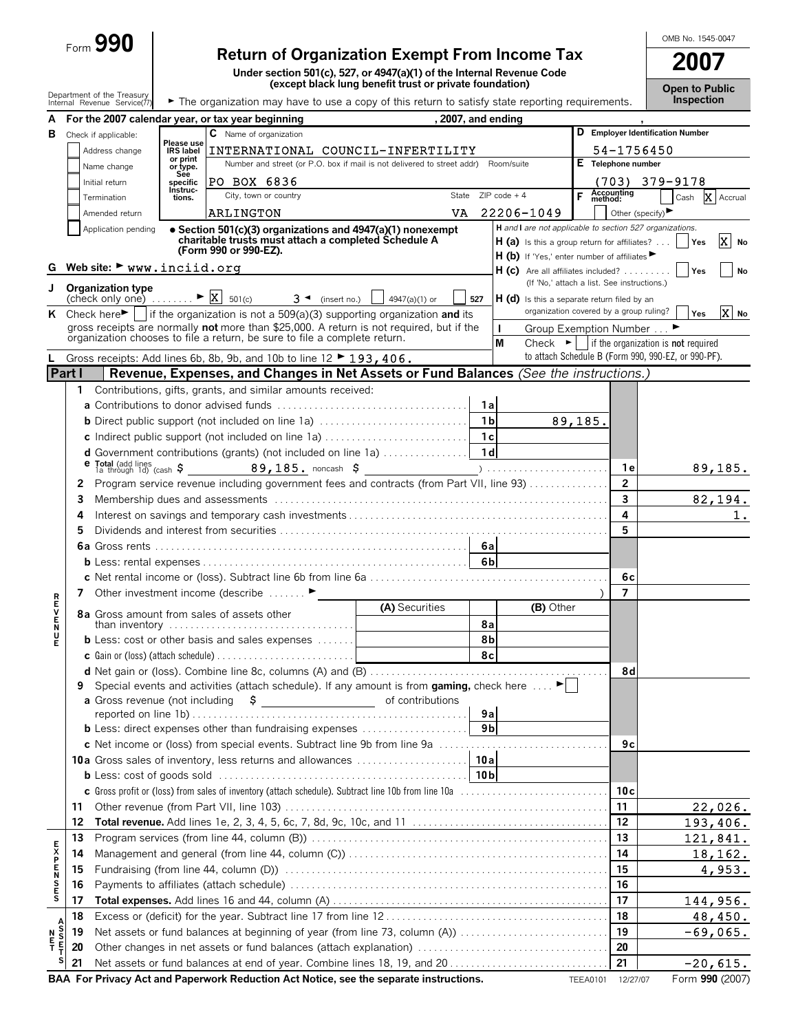Form **990**

# Return of Organization Exempt From Income Tax

**Under section 501(c), 527, or 4947(a)(1) of the Internal Revenue Code (except black lung benefit trust or private foundation)**

Department of the Treasury Internal Revenue Service

► The organization may have to use a copy of this return to satisfy state reporting requirements.

OMB No. 1545-0047

**2007**

**Open to Public Inspection**

**A** For the 2007 calendar year, or tax year beginning , 2007, and ending ,

**B** Check if applicable:
- Address change
- Name change
- Initial return
- Termination
- Amended return
- Application pending

**C** Name of organization: INTERNATIONAL COUNCIL-INFERTILITY

Number and street (or P.O. box if mail is not delivered to street addr) Room/suite: PO BOX 6836

City, town or country: ARLINGTON State: VA ZIP code + 4: 22206-1049

**D** Employer Identification Number: 54-1756450

**E** Telephone number: (703) 379-9178

**F** Accounting method: [ ] Cash [X] Accrual [ ] Other (specify) ►

• **Section 501(c)(3) organizations and 4947(a)(1) nonexempt charitable trusts must attach a completed Schedule A (Form 990 or 990-EZ).**

*H and I are not applicable to section 527 organizations.*

**H (a)** Is this a group return for affiliates? [ ] Yes [X] No

**H (b)** If 'Yes,' enter number of affiliates ►

**H (c)** Are all affiliates included? [ ] Yes [ ] No (If 'No,' attach a list. See instructions.)

**H (d)** Is this a separate return filed by an organization covered by a group ruling? [ ] Yes [X] No

**G** Web site: ► www.inciid.org

**I** Group Exemption Number ... ►

**J** Organization type (check only one) ........ ► [X] 501(c) ( 3 ) ◄ (insert no.) [ ] 4947(a)(1) or [ ] 527

**K** Check here ► [ ] if the organization is not a 509(a)(3) supporting organization **and** its gross receipts are normally **not** more than $25,000. A return is not required, but if the organization chooses to file a return, be sure to file a complete return.

**M** Check ► [ ] if the organization is **not** required to attach Schedule B (Form 990, 990-EZ, or 990-PF).

**L** Gross receipts: Add lines 6b, 8b, 9b, and 10b to line 12 ► 193,406.

## Part I — Revenue, Expenses, and Changes in Net Assets or Fund Balances *(See the instructions.)*

### Revenue

| Line | Description | | Amount | Line | Total |
|---|---|---|---|---|---|
| 1 | Contributions, gifts, grants, and similar amounts received: | | | | |
| a | Contributions to donor advised funds | 1a | | | |
| b | Direct public support (not included on line 1a) | 1b | 89,185. | | |
| c | Indirect public support (not included on line 1a) | 1c | | | |
| d | Government contributions (grants) (not included on line 1a) | 1d | | | |
| e | Total (add lines 1a through 1d) (cash $ 89,185. noncash $ ) | | | 1e | 89,185. |
| 2 | Program service revenue including government fees and contracts (from Part VII, line 93) | | | 2 | |
| 3 | Membership dues and assessments | | | 3 | 82,194. |
| 4 | Interest on savings and temporary cash investments | | | 4 | 1. |
| 5 | Dividends and interest from securities | | | 5 | |
| 6a | Gross rents | 6a | | | |
| b | Less: rental expenses | 6b | | | |
| c | Net rental income or (loss). Subtract line 6b from line 6a | | | 6c | |
| 7 | Other investment income (describe ► ) | | | 7 | |

| Line | Description | (A) Securities | | (B) Other | Line | Total |
|---|---|---|---|---|---|---|
| 8a | Gross amount from sales of assets other than inventory | | 8a | | | |
| b | Less: cost or other basis and sales expenses | | 8b | | | |
| c | Gain or (loss) (attach schedule) | | 8c | | | |
| d | Net gain or (loss). Combine line 8c, columns (A) and (B) | | | | 8d | |

| Line | Description | | Amount | Line | Total |
|---|---|---|---|---|---|
| 9 | Special events and activities (attach schedule). If any amount is from **gaming,** check here ► [ ] | | | | |
| a | Gross revenue (not including $ of contributions reported on line 1b) | 9a | | | |
| b | Less: direct expenses other than fundraising expenses | 9b | | | |
| c | Net income or (loss) from special events. Subtract line 9b from line 9a | | | 9c | |
| 10a | Gross sales of inventory, less returns and allowances | 10a | | | |
| b | Less: cost of goods sold | 10b | | | |
| c | Gross profit or (loss) from sales of inventory (attach schedule). Subtract line 10b from line 10a | | | 10c | |
| 11 | Other revenue (from Part VII, line 103) | | | 11 | 22,026. |
| 12 | **Total revenue.** Add lines 1e, 2, 3, 4, 5, 6c, 7, 8d, 9c, 10c, and 11 | | | 12 | 193,406. |

### Expenses

| Line | Description | Line | Amount |
|---|---|---|---|
| 13 | Program services (from line 44, column (B)) | 13 | 121,841. |
| 14 | Management and general (from line 44, column (C)) | 14 | 18,162. |
| 15 | Fundraising (from line 44, column (D)) | 15 | 4,953. |
| 16 | Payments to affiliates (attach schedule) | 16 | |
| 17 | **Total expenses.** Add lines 16 and 44, column (A) | 17 | 144,956. |

### Net Assets

| Line | Description | Line | Amount |
|---|---|---|---|
| 18 | Excess or (deficit) for the year. Subtract line 17 from line 12 | 18 | 48,450. |
| 19 | Net assets or fund balances at beginning of year (from line 73, column (A)) | 19 | -69,065. |
| 20 | Other changes in net assets or fund balances (attach explanation) | 20 | |
| 21 | Net assets or fund balances at end of year. Combine lines 18, 19, and 20 | 21 | -20,615. |

**BAA For Privacy Act and Paperwork Reduction Act Notice, see the separate instructions.** TEEA0101 12/27/07 Form **990** (2007)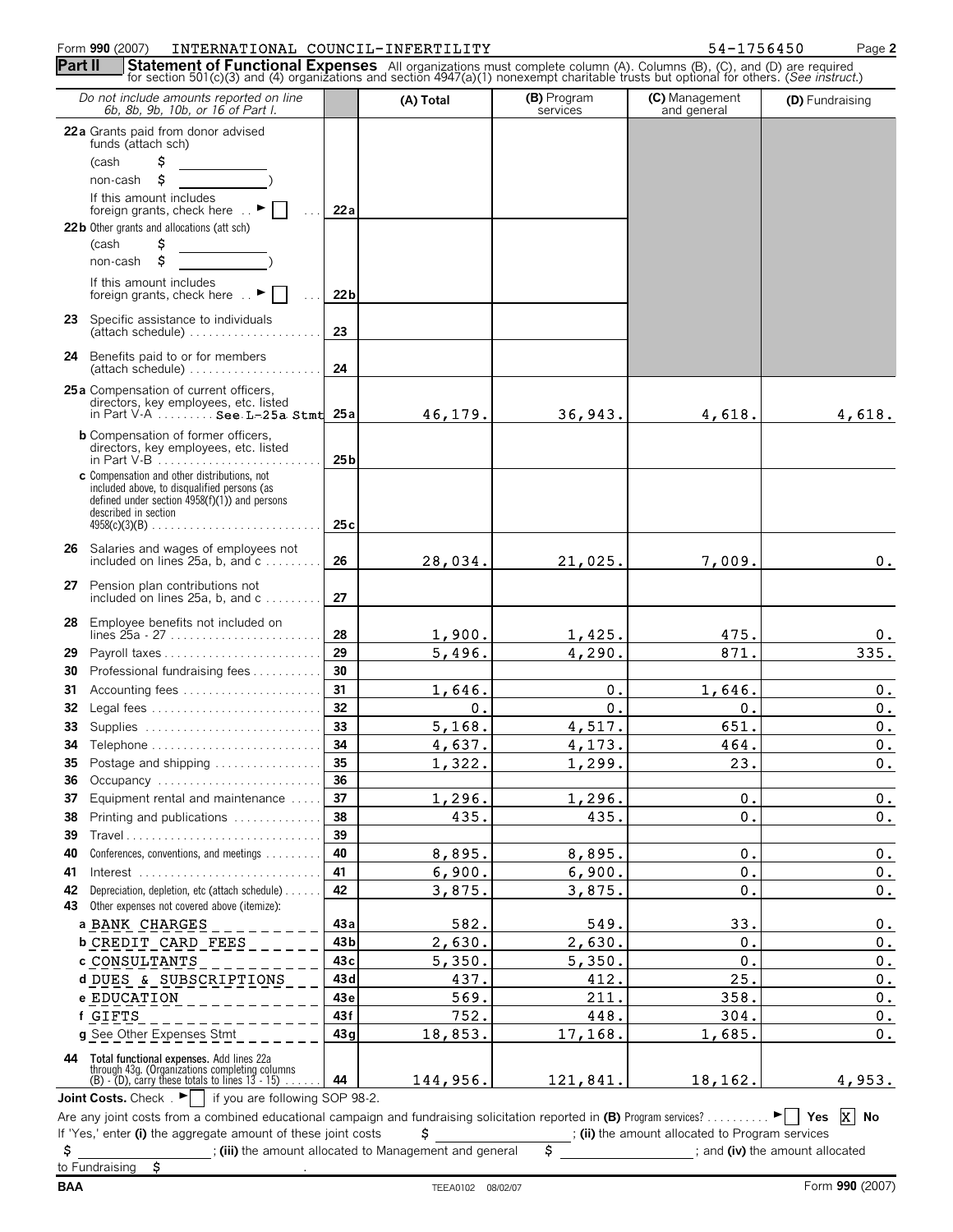Form 990 (2007) INTERNATIONAL COUNCIL-INFERTILITY 54-1756450 Page 2

**Part II** **Statement of Functional Expenses** All organizations must complete column (A). Columns (B), (C), and (D) are required for section 501(c)(3) and (4) organizations and section 4947(a)(1) nonexempt charitable trusts but optional for others. (*See instruct.*)

| *Do not include amounts reported on line 6b, 8b, 9b, 10b, or 16 of Part I.* | | (A) Total | (B) Program services | (C) Management and general | (D) Fundraising |
|---|---|---|---|---|---|
| **22a** Grants paid from donor advised funds (attach sch) (cash $ ______ non-cash $ ______) If this amount includes foreign grants, check here ► ☐ | **22a** | | | | |
| **22b** Other grants and allocations (att sch) (cash $ ______ non-cash $ ______) If this amount includes foreign grants, check here ► ☐ | **22b** | | | | |
| **23** Specific assistance to individuals (attach schedule) | **23** | | | | |
| **24** Benefits paid to or for members (attach schedule) | **24** | | | | |
| **25a** Compensation of current officers, directors, key employees, etc. listed in Part V-A See L-25a Stmt | **25a** | 46,179. | 36,943. | 4,618. | 4,618. |
| **b** Compensation of former officers, directors, key employees, etc. listed in Part V-B | **25b** | | | | |
| **c** Compensation and other distributions, not included above, to disqualified persons (as defined under section 4958(f)(1)) and persons described in section 4958(c)(3)(B) | **25c** | | | | |
| **26** Salaries and wages of employees not included on lines 25a, b, and c | **26** | 28,034. | 21,025. | 7,009. | 0. |
| **27** Pension plan contributions not included on lines 25a, b, and c | **27** | | | | |
| **28** Employee benefits not included on lines 25a - 27 | **28** | 1,900. | 1,425. | 475. | 0. |
| **29** Payroll taxes | **29** | 5,496. | 4,290. | 871. | 335. |
| **30** Professional fundraising fees | **30** | | | | |
| **31** Accounting fees | **31** | 1,646. | 0. | 1,646. | 0. |
| **32** Legal fees | **32** | 0. | 0. | 0. | 0. |
| **33** Supplies | **33** | 5,168. | 4,517. | 651. | 0. |
| **34** Telephone | **34** | 4,637. | 4,173. | 464. | 0. |
| **35** Postage and shipping | **35** | 1,322. | 1,299. | 23. | 0. |
| **36** Occupancy | **36** | | | | |
| **37** Equipment rental and maintenance | **37** | 1,296. | 1,296. | 0. | 0. |
| **38** Printing and publications | **38** | 435. | 435. | 0. | 0. |
| **39** Travel | **39** | | | | |
| **40** Conferences, conventions, and meetings | **40** | 8,895. | 8,895. | 0. | 0. |
| **41** Interest | **41** | 6,900. | 6,900. | 0. | 0. |
| **42** Depreciation, depletion, etc (attach schedule) | **42** | 3,875. | 3,875. | 0. | 0. |
| **43** Other expenses not covered above (itemize): | | | | | |
| **a** BANK CHARGES | **43a** | 582. | 549. | 33. | 0. |
| **b** CREDIT CARD FEES | **43b** | 2,630. | 2,630. | 0. | 0. |
| **c** CONSULTANTS | **43c** | 5,350. | 5,350. | 0. | 0. |
| **d** DUES & SUBSCRIPTIONS | **43d** | 437. | 412. | 25. | 0. |
| **e** EDUCATION | **43e** | 569. | 211. | 358. | 0. |
| **f** GIFTS | **43f** | 752. | 448. | 304. | 0. |
| **g** See Other Expenses Stmt | **43g** | 18,853. | 17,168. | 1,685. | 0. |
| **44 Total functional expenses.** Add lines 22a through 43g. (Organizations completing columns (B) - (D), carry these totals to lines 13 - 15) | **44** | 144,956. | 121,841. | 18,162. | 4,953. |

**Joint Costs.** Check ► ☐ if you are following SOP 98-2.

Are any joint costs from a combined educational campaign and fundraising solicitation reported in **(B)** Program services? ► ☐ Yes [X] No

If 'Yes,' enter **(i)** the aggregate amount of these joint costs $ ______ ; **(ii)** the amount allocated to Program services $ ______ ; **(iii)** the amount allocated to Management and general $ ______ ; and **(iv)** the amount allocated to Fundraising $ ______ .

BAA TEEA0102 08/02/07 Form **990** (2007)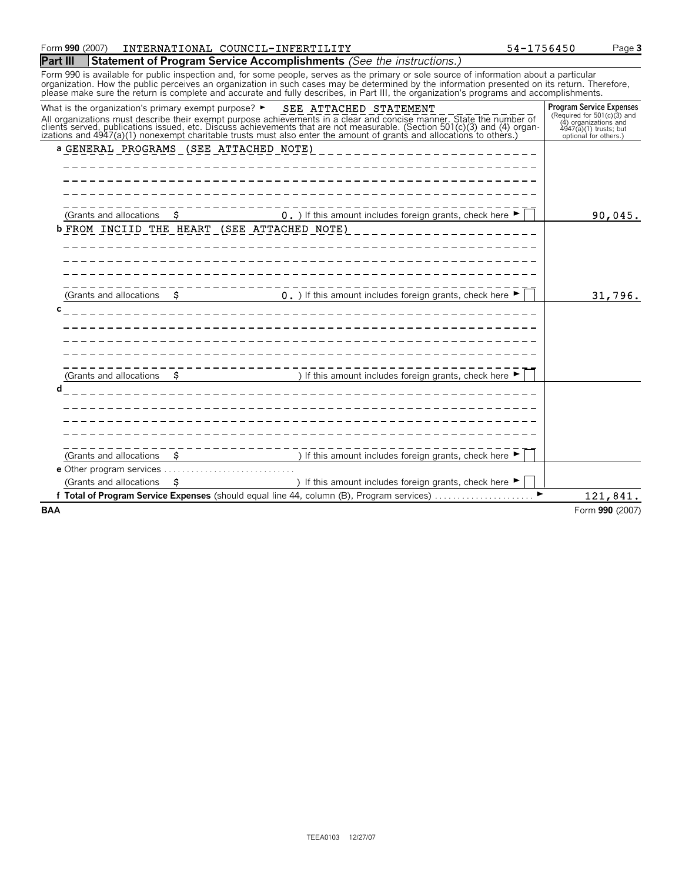Form **990** (2007) INTERNATIONAL COUNCIL-INFERTILITY 54-1756450 Page **3**

## Part III Statement of Program Service Accomplishments *(See the instructions.)*

Form 990 is available for public inspection and, for some people, serves as the primary or sole source of information about a particular organization. How the public perceives an organization in such cases may be determined by the information presented on its return. Therefore, please make sure the return is complete and accurate and fully describes, in Part III, the organization's programs and accomplishments.

What is the organization's primary exempt purpose? ► SEE ATTACHED STATEMENT

All organizations must describe their exempt purpose achievements in a clear and concise manner. State the number of clients served, publications issued, etc. Discuss achievements that are not measurable. (Section 501(c)(3) and (4) organizations and 4947(a)(1) nonexempt charitable trusts must also enter the amount of grants and allocations to others.)

| | Program Service Expenses (Required for 501(c)(3) and (4) organizations and 4947(a)(1) trusts; but optional for others.) |
|---|---|
| **a** GENERAL PROGRAMS (SEE ATTACHED NOTE) | |
| (Grants and allocations $ 0. ) If this amount includes foreign grants, check here ► ☐ | 90,045. |
| **b** FROM INCIID THE HEART (SEE ATTACHED NOTE) | |
| (Grants and allocations $ 0. ) If this amount includes foreign grants, check here ► ☐ | 31,796. |
| **c** | |
| (Grants and allocations $ ) If this amount includes foreign grants, check here ► ☐ | |
| **d** | |
| (Grants and allocations $ ) If this amount includes foreign grants, check here ► ☐ | |
| **e** Other program services | |
| (Grants and allocations $ ) If this amount includes foreign grants, check here ► ☐ | |
| **f Total of Program Service Expenses** (should equal line 44, column (B), Program services) ► | 121,841. |

BAA Form **990** (2007)

TEEA0103 12/27/07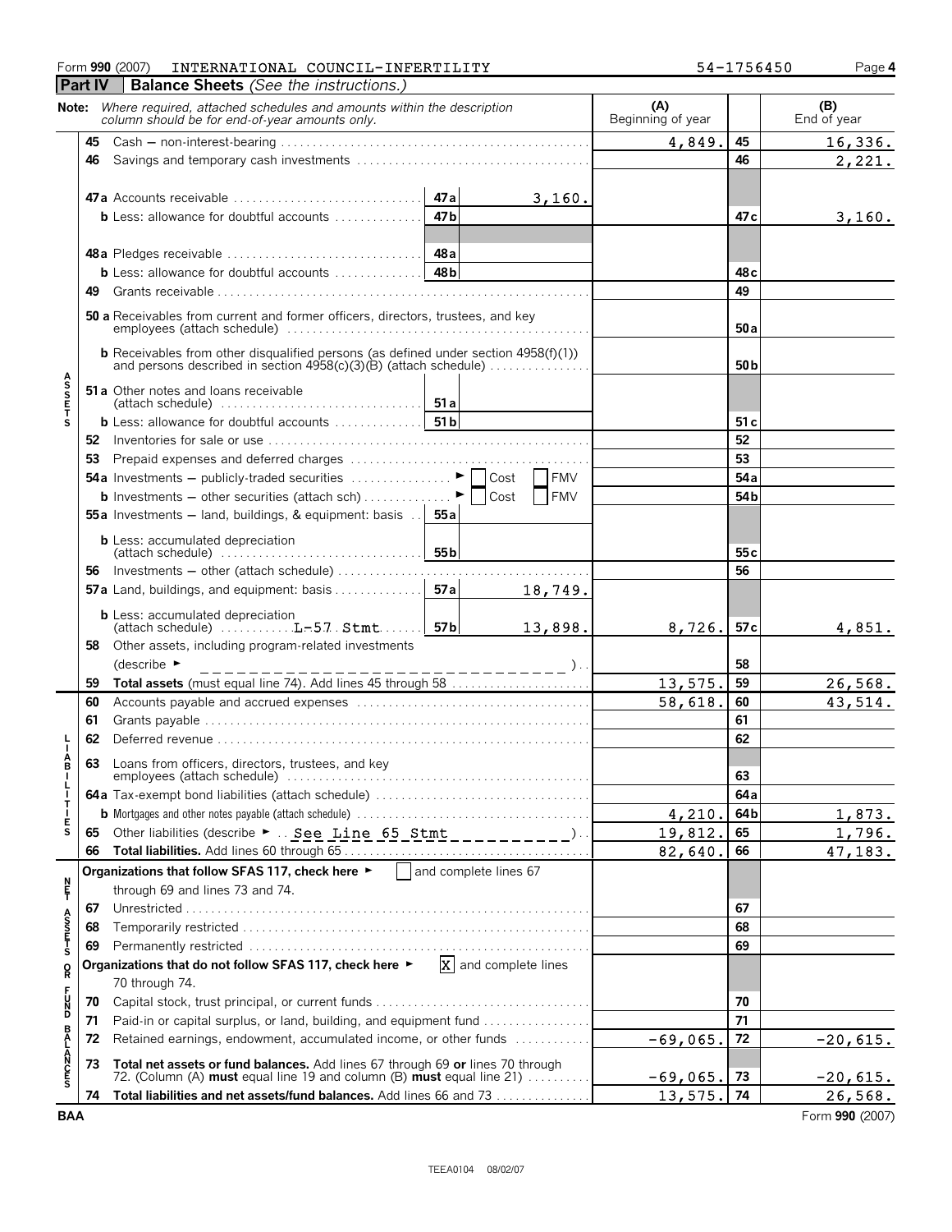Form **990** (2007) INTERNATIONAL COUNCIL-INFERTILITY 54-1756450 Page **4**

## Part IV Balance Sheets *(See the instructions.)*

**Note:** *Where required, attached schedules and amounts within the description column should be for end-of-year amounts only.*

| | | | (A) Beginning of year | | (B) End of year |
|---|---|---|---|---|---|
| **ASSETS** | **45** Cash — non-interest-bearing | | 4,849. | 45 | 16,336. |
| | **46** Savings and temporary cash investments | | | 46 | 2,221. |
| | **47a** Accounts receivable | 47a 3,160. | | | |
| | **b** Less: allowance for doubtful accounts | 47b | | 47c | 3,160. |
| | **48a** Pledges receivable | 48a | | | |
| | **b** Less: allowance for doubtful accounts | 48b | | 48c | |
| | **49** Grants receivable | | | 49 | |
| | **50a** Receivables from current and former officers, directors, trustees, and key employees (attach schedule) | | | 50a | |
| | **b** Receivables from other disqualified persons (as defined under section 4958(f)(1)) and persons described in section 4958(c)(3)(B) (attach schedule) | | | 50b | |
| | **51a** Other notes and loans receivable (attach schedule) | 51a | | | |
| | **b** Less: allowance for doubtful accounts | 51b | | 51c | |
| | **52** Inventories for sale or use | | | 52 | |
| | **53** Prepaid expenses and deferred charges | | | 53 | |
| | **54a** Investments — publicly-traded securities ► ☐ Cost ☐ FMV | | | 54a | |
| | **b** Investments — other securities (attach sch) ► ☐ Cost ☐ FMV | | | 54b | |
| | **55a** Investments — land, buildings, & equipment: basis | 55a | | | |
| | **b** Less: accumulated depreciation (attach schedule) | 55b | | 55c | |
| | **56** Investments — other (attach schedule) | | | 56 | |
| | **57a** Land, buildings, and equipment: basis | 57a 18,749. | | | |
| | **b** Less: accumulated depreciation (attach schedule) L-57 Stmt | 57b 13,898. | 8,726. | 57c | 4,851. |
| | **58** Other assets, including program-related investments (describe ► ) | | | 58 | |
| | **59 Total assets** (must equal line 74). Add lines 45 through 58 | | 13,575. | 59 | 26,568. |
| **LIABILITIES** | **60** Accounts payable and accrued expenses | | 58,618. | 60 | 43,514. |
| | **61** Grants payable | | | 61 | |
| | **62** Deferred revenue | | | 62 | |
| | **63** Loans from officers, directors, trustees, and key employees (attach schedule) | | | 63 | |
| | **64a** Tax-exempt bond liabilities (attach schedule) | | | 64a | |
| | **b** Mortgages and other notes payable (attach schedule) | | 4,210. | 64b | 1,873. |
| | **65** Other liabilities (describe ► See Line 65 Stmt ) | | 19,812. | 65 | 1,796. |
| | **66 Total liabilities.** Add lines 60 through 65 | | 82,640. | 66 | 47,183. |
| **NET ASSETS OR FUND BALANCES** | **Organizations that follow SFAS 117, check here ►** ☐ and complete lines 67 through 69 and lines 73 and 74. | | | | |
| | **67** Unrestricted | | | 67 | |
| | **68** Temporarily restricted | | | 68 | |
| | **69** Permanently restricted | | | 69 | |
| | **Organizations that do not follow SFAS 117, check here ►** ☒ and complete lines 70 through 74. | | | | |
| | **70** Capital stock, trust principal, or current funds | | | 70 | |
| | **71** Paid-in or capital surplus, or land, building, and equipment fund | | | 71 | |
| | **72** Retained earnings, endowment, accumulated income, or other funds | | -69,065. | 72 | -20,615. |
| | **73 Total net assets or fund balances.** Add lines 67 through 69 **or** lines 70 through 72. (Column (A) **must** equal line 19 and column (B) **must** equal line 21) | | -69,065. | 73 | -20,615. |
| | **74 Total liabilities and net assets/fund balances.** Add lines 66 and 73 | | 13,575. | 74 | 26,568. |

**BAA** Form **990** (2007)

TEEA0104 08/02/07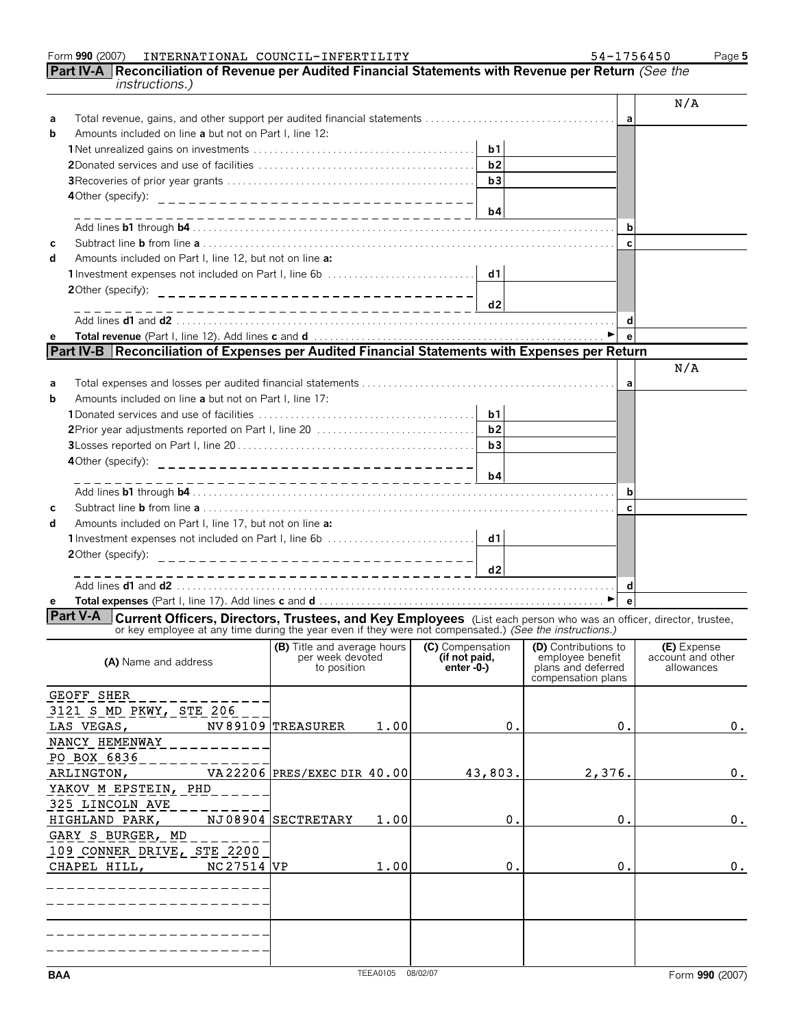Form 990 (2007) INTERNATIONAL COUNCIL-INFERTILITY 54-1756450

## Part IV-A Reconciliation of Revenue per Audited Financial Statements with Revenue per Return *(See the instructions.)*

| | | | | | N/A |
|---|---|---|---|---|---|
| a | Total revenue, gains, and other support per audited financial statements | | | a | |
| b | Amounts included on line **a** but not on Part I, line 12: | | | | |
| | 1 Net unrealized gains on investments | b1 | | | |
| | 2 Donated services and use of facilities | b2 | | | |
| | 3 Recoveries of prior year grants | b3 | | | |
| | 4 Other (specify): | b4 | | | |
| | Add lines **b1** through **b4** | | | b | |
| c | Subtract line **b** from line **a** | | | c | |
| d | Amounts included on Part I, line 12, but not on line **a:** | | | | |
| | 1 Investment expenses not included on Part I, line 6b | d1 | | | |
| | 2 Other (specify): | d2 | | | |
| | Add lines **d1** and **d2** | | | d | |
| e | **Total revenue** (Part I, line 12). Add lines **c** and **d** ► | | | e | |

## Part IV-B Reconciliation of Expenses per Audited Financial Statements with Expenses per Return

| | | | | | N/A |
|---|---|---|---|---|---|
| a | Total expenses and losses per audited financial statements | | | a | |
| b | Amounts included on line **a** but not on Part I, line 17: | | | | |
| | 1 Donated services and use of facilities | b1 | | | |
| | 2 Prior year adjustments reported on Part I, line 20 | b2 | | | |
| | 3 Losses reported on Part I, line 20 | b3 | | | |
| | 4 Other (specify): | b4 | | | |
| | Add lines **b1** through **b4** | | | b | |
| c | Subtract line **b** from line **a** | | | c | |
| d | Amounts included on Part I, line 17, but not on line **a:** | | | | |
| | 1 Investment expenses not included on Part I, line 6b | d1 | | | |
| | 2 Other (specify): | d2 | | | |
| | Add lines **d1** and **d2** | | | d | |
| e | **Total expenses** (Part I, line 17). Add lines **c** and **d** ► | | | e | |

## Part V-A Current Officers, Directors, Trustees, and Key Employees
(List each person who was an officer, director, trustee, or key employee at any time during the year even if they were not compensated.) *(See the instructions.)*

| (A) Name and address | (B) Title and average hours per week devoted to position | (C) Compensation (if not paid, enter -0-) | (D) Contributions to employee benefit plans and deferred compensation plans | (E) Expense account and other allowances |
|---|---|---|---|---|
| GEOFF SHER<br>3121 S MD PKWY, STE 206<br>LAS VEGAS, NV 89109 | TREASURER 1.00 | 0. | 0. | 0. |
| NANCY HEMENWAY<br>PO BOX 6836<br>ARLINGTON, VA 22206 | PRES/EXEC DIR 40.00 | 43,803. | 2,376. | 0. |
| YAKOV M EPSTEIN, PHD<br>325 LINCOLN AVE<br>HIGHLAND PARK, NJ 08904 | SECTRETARY 1.00 | 0. | 0. | 0. |
| GARY S BURGER, MD<br>109 CONNER DRIVE, STE 2200<br>CHAPEL HILL, NC 27514 | VP 1.00 | 0. | 0. | 0. |
| | | | | |
| | | | | |

BAA TEEA0105 08/02/07 Form **990** (2007)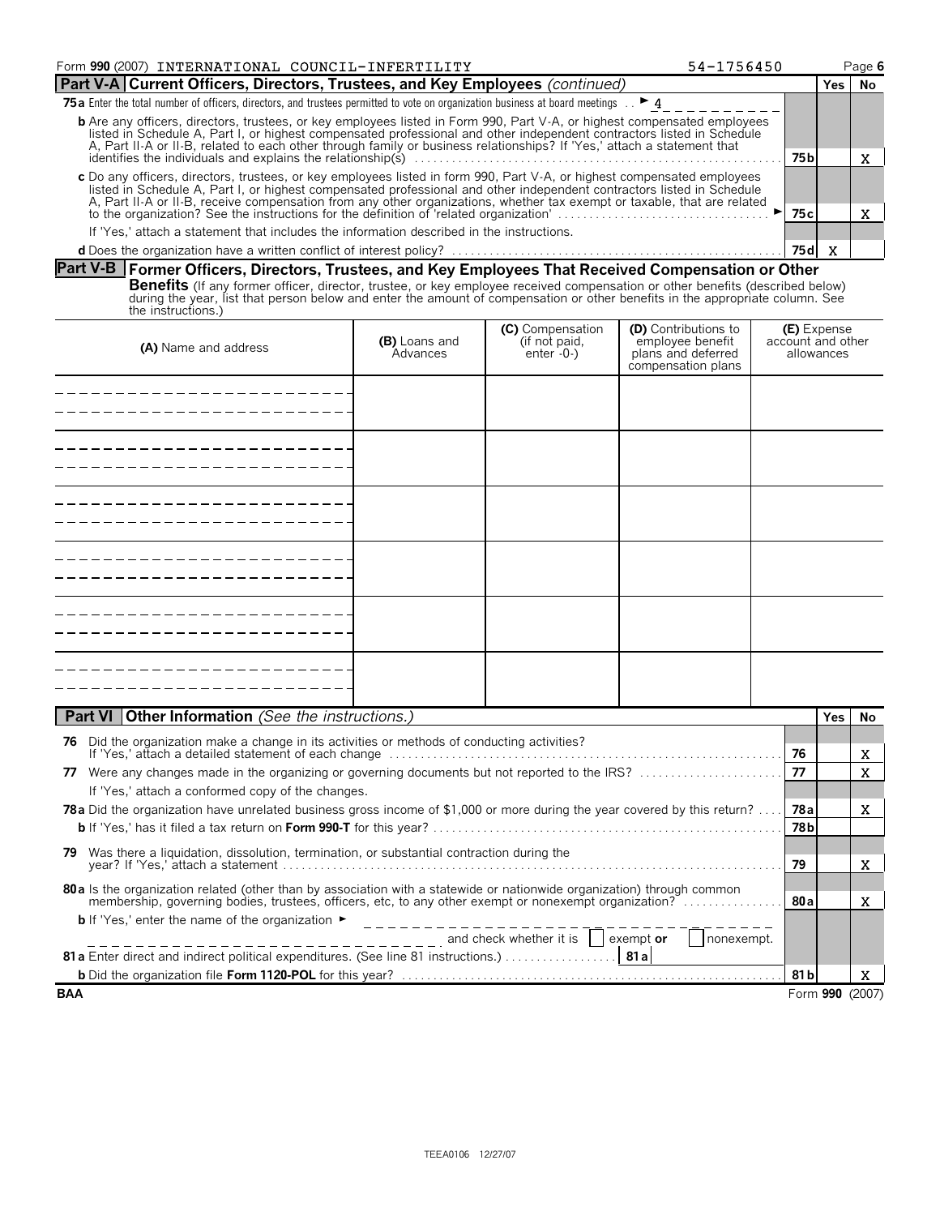Form **990** (2007) INTERNATIONAL COUNCIL-INFERTILITY 54-1756450

## Part V-A Current Officers, Directors, Trustees, and Key Employees *(continued)*

| | | Yes | No |
|---|---|---|---|
| **75a** Enter the total number of officers, directors, and trustees permitted to vote on organization business at board meetings . . ► 4 | | | |
| **b** Are any officers, directors, trustees, or key employees listed in Form 990, Part V-A, or highest compensated employees listed in Schedule A, Part I, or highest compensated professional and other independent contractors listed in Schedule A, Part II-A or II-B, related to each other through family or business relationships? If 'Yes,' attach a statement that identifies the individuals and explains the relationship(s) | 75b | | X |
| **c** Do any officers, directors, trustees, or key employees listed in form 990, Part V-A, or highest compensated employees listed in Schedule A, Part I, or highest compensated professional and other independent contractors listed in Schedule A, Part II-A or II-B, receive compensation from any other organizations, whether tax exempt or taxable, that are related to the organization? See the instructions for the definition of 'related organization' ► | 75c | | X |
| If 'Yes,' attach a statement that includes the information described in the instructions. | | | |
| **d** Does the organization have a written conflict of interest policy? | 75d | X | |

## Part V-B Former Officers, Directors, Trustees, and Key Employees That Received Compensation or Other Benefits

(If any former officer, director, trustee, or key employee received compensation or other benefits (described below) during the year, list that person below and enter the amount of compensation or other benefits in the appropriate column. See the instructions.)

| **(A)** Name and address | **(B)** Loans and Advances | **(C)** Compensation (if not paid, enter -0-) | **(D)** Contributions to employee benefit plans and deferred compensation plans | **(E)** Expense account and other allowances |
|---|---|---|---|---|
| | | | | |
| | | | | |
| | | | | |
| | | | | |
| | | | | |
| | | | | |

## Part VI Other Information *(See the instructions.)*

| | | Yes | No |
|---|---|---|---|
| **76** Did the organization make a change in its activities or methods of conducting activities? If 'Yes,' attach a detailed statement of each change | 76 | | X |
| **77** Were any changes made in the organizing or governing documents but not reported to the IRS? | 77 | | X |
| If 'Yes,' attach a conformed copy of the changes. | | | |
| **78a** Did the organization have unrelated business gross income of $1,000 or more during the year covered by this return? | 78a | | X |
| **b** If 'Yes,' has it filed a tax return on **Form 990-T** for this year? | 78b | | |
| **79** Was there a liquidation, dissolution, termination, or substantial contraction during the year? If 'Yes,' attach a statement | 79 | | X |
| **80a** Is the organization related (other than by association with a statewide or nationwide organization) through common membership, governing bodies, trustees, officers, etc, to any other exempt or nonexempt organization? | 80a | | X |
| **b** If 'Yes,' enter the name of the organization ► and check whether it is ☐ exempt **or** ☐ nonexempt. | | | |
| **81a** Enter direct and indirect political expenditures. (See line 81 instructions.) **81a** | | | |
| **b** Did the organization file **Form 1120-POL** for this year? | 81b | | X |

BAA Form **990** (2007)

TEEA0106 12/27/07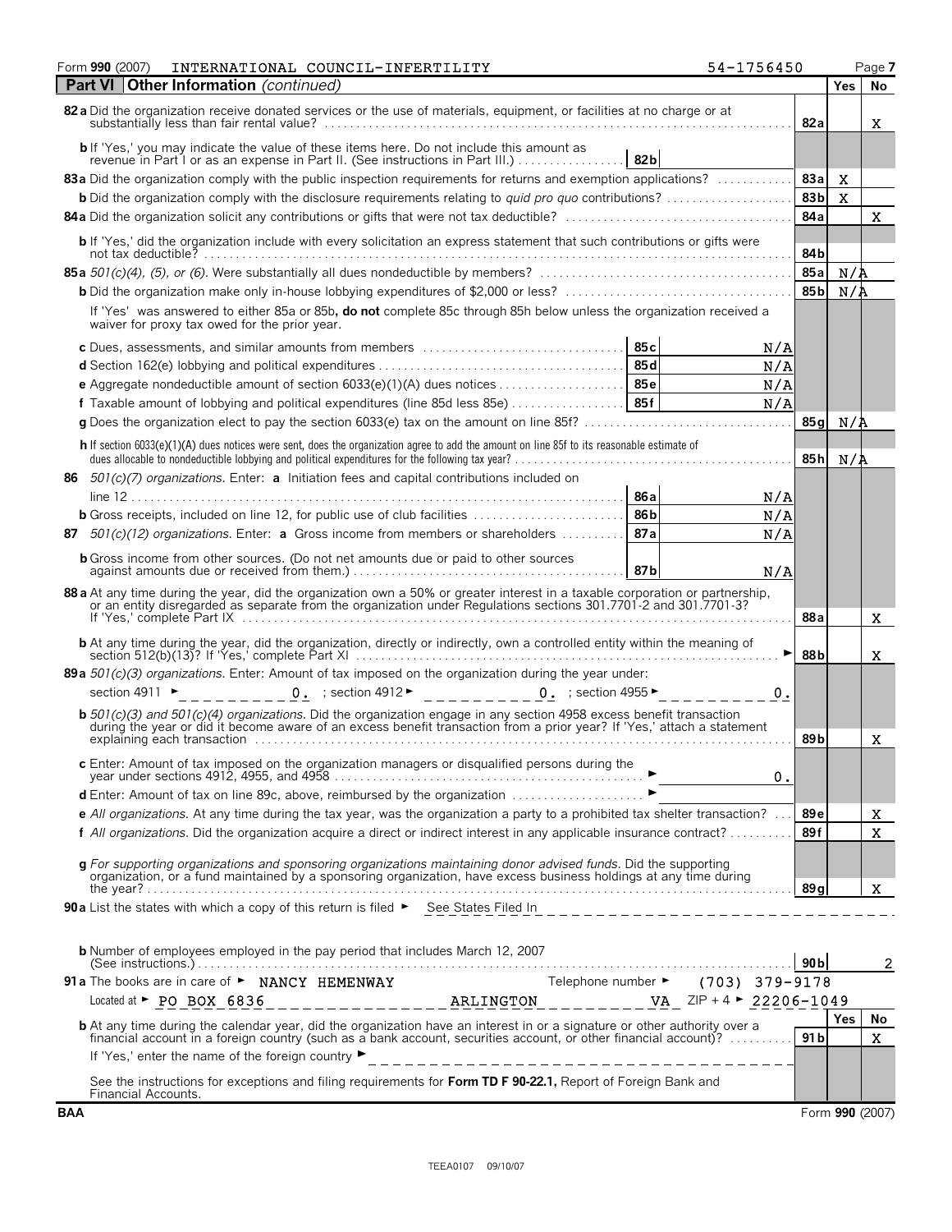Form **990** (2007) INTERNATIONAL COUNCIL-INFERTILITY 54-1756450

## Part VI Other Information *(continued)*

| | | | Yes | No |
|---|---|---|---|---|
| **82a** Did the organization receive donated services or the use of materials, equipment, or facilities at no charge or at substantially less than fair rental value? | | 82a | | X |
| **b** If 'Yes,' you may indicate the value of these items here. Do not include this amount as revenue in Part I or as an expense in Part II. (See instructions in Part III.) | 82b | | | |
| **83a** Did the organization comply with the public inspection requirements for returns and exemption applications? | | 83a | X | |
| **b** Did the organization comply with the disclosure requirements relating to *quid pro quo* contributions? | | 83b | X | |
| **84a** Did the organization solicit any contributions or gifts that were not tax deductible? | | 84a | | X |
| **b** If 'Yes,' did the organization include with every solicitation an express statement that such contributions or gifts were not tax deductible? | | 84b | | |
| **85a** *501(c)(4), (5), or (6).* Were substantially all dues nondeductible by members? | | 85a | N/A | |
| **b** Did the organization make only in-house lobbying expenditures of $2,000 or less? | | 85b | N/A | |
| If 'Yes' was answered to either 85a or 85b, **do not** complete 85c through 85h below unless the organization received a waiver for proxy tax owed for the prior year. | | | | |
| **c** Dues, assessments, and similar amounts from members | 85c N/A | | | |
| **d** Section 162(e) lobbying and political expenditures | 85d N/A | | | |
| **e** Aggregate nondeductible amount of section 6033(e)(1)(A) dues notices | 85e N/A | | | |
| **f** Taxable amount of lobbying and political expenditures (line 85d less 85e) | 85f N/A | | | |
| **g** Does the organization elect to pay the section 6033(e) tax on the amount on line 85f? | | 85g | N/A | |
| **h** If section 6033(e)(1)(A) dues notices were sent, does the organization agree to add the amount on line 85f to its reasonable estimate of dues allocable to nondeductible lobbying and political expenditures for the following tax year? | | 85h | N/A | |
| **86** *501(c)(7) organizations.* Enter: **a** Initiation fees and capital contributions included on line 12 | 86a N/A | | | |
| **b** Gross receipts, included on line 12, for public use of club facilities | 86b N/A | | | |
| **87** *501(c)(12) organizations.* Enter: **a** Gross income from members or shareholders | 87a N/A | | | |
| **b** Gross income from other sources. (Do not net amounts due or paid to other sources against amounts due or received from them.) | 87b N/A | | | |
| **88a** At any time during the year, did the organization own a 50% or greater interest in a taxable corporation or partnership, or an entity disregarded as separate from the organization under Regulations sections 301.7701-2 and 301.7701-3? If 'Yes,' complete Part IX | | 88a | | X |
| **b** At any time during the year, did the organization, directly or indirectly, own a controlled entity within the meaning of section 512(b)(13)? If 'Yes,' complete Part XI | | 88b | | X |
| **89a** *501(c)(3) organizations.* Enter: Amount of tax imposed on the organization during the year under: section 4911 ► 0. ; section 4912 ► 0. ; section 4955 ► 0. | | | | |
| **b** *501(c)(3) and 501(c)(4) organizations.* Did the organization engage in any section 4958 excess benefit transaction during the year or did it become aware of an excess benefit transaction from a prior year? If 'Yes,' attach a statement explaining each transaction | | 89b | | X |
| **c** Enter: Amount of tax imposed on the organization managers or disqualified persons during the year under sections 4912, 4955, and 4958 | ► 0. | | | |
| **d** Enter: Amount of tax on line 89c, above, reimbursed by the organization | ► | | | |
| **e** *All organizations.* At any time during the tax year, was the organization a party to a prohibited tax shelter transaction? | | 89e | | X |
| **f** *All organizations.* Did the organization acquire a direct or indirect interest in any applicable insurance contract? | | 89f | | X |
| **g** *For supporting organizations and sponsoring organizations maintaining donor advised funds.* Did the supporting organization, or a fund maintained by a sponsoring organization, have excess business holdings at any time during the year? | | 89g | | X |

**90a** List the states with which a copy of this return is filed ► See States Filed In

**b** Number of employees employed in the pay period that includes March 12, 2007 (See instructions.) **90b** 2

**91a** The books are in care of ► NANCY HEMENWAY Telephone number ► (703) 379-9178

Located at ► PO BOX 6836 ARLINGTON VA ZIP + 4 ► 22206-1049

| | | Yes | No |
|---|---|---|---|
| **b** At any time during the calendar year, did the organization have an interest in or a signature or other authority over a financial account in a foreign country (such as a bank account, securities account, or other financial account)? | 91b | | X |
| If 'Yes,' enter the name of the foreign country ► | | | |
| See the instructions for exceptions and filing requirements for **Form TD F 90-22.1,** Report of Foreign Bank and Financial Accounts. | | | |

BAA Form **990** (2007)

TEEA0107 09/10/07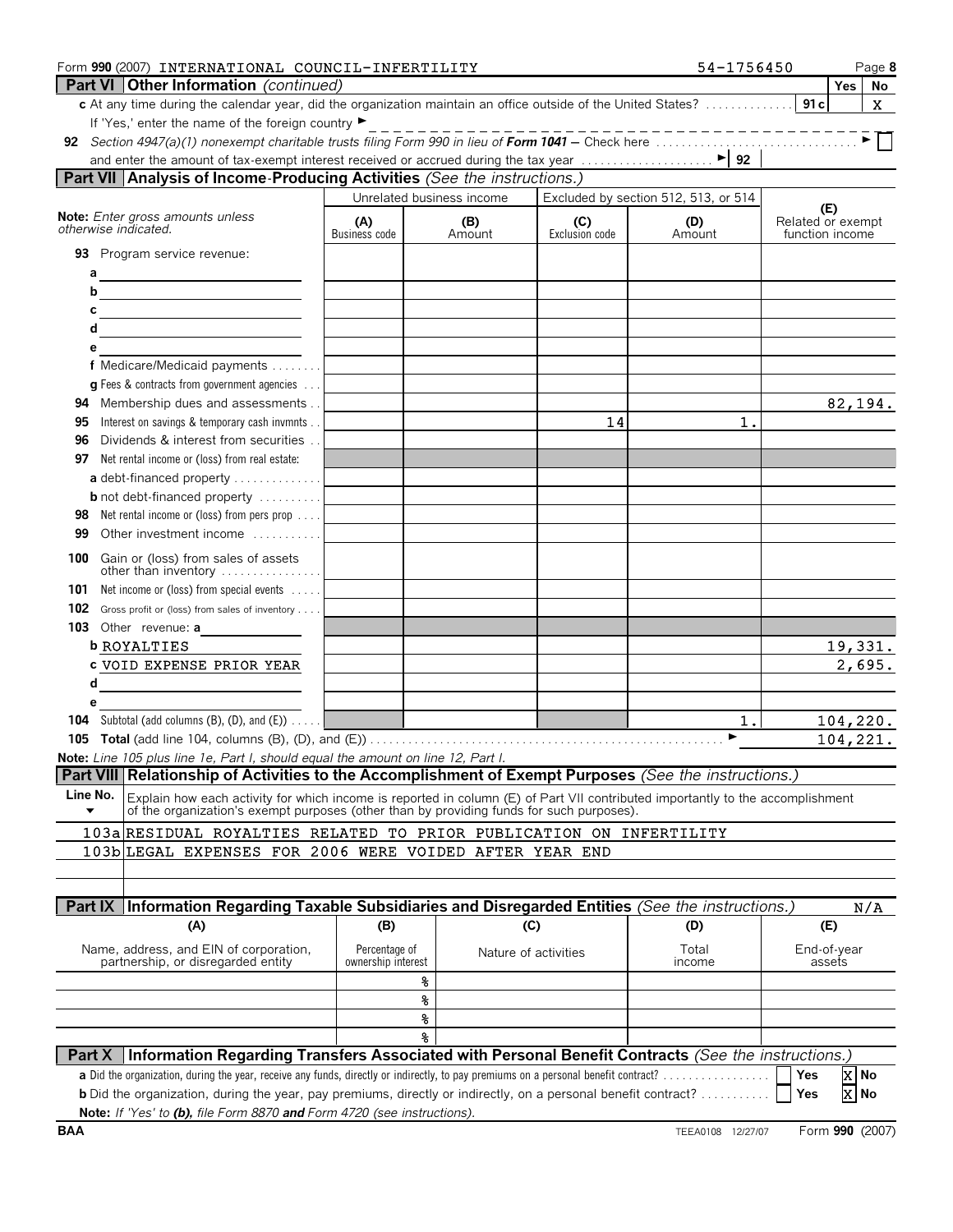Form **990** (2007) INTERNATIONAL COUNCIL-INFERTILITY 54-1756450 Page **8**

## Part VI Other Information *(continued)*

| | Yes | No |
|---|---|---|
| **c** At any time during the calendar year, did the organization maintain an office outside of the United States? **91c** | | X |

If 'Yes,' enter the name of the foreign country ►

**92** *Section 4947(a)(1) nonexempt charitable trusts filing Form 990 in lieu of* ***Form 1041*** *—* Check here ► ☐

and enter the amount of tax-exempt interest received or accrued during the tax year ► **92**

## Part VII Analysis of Income-Producing Activities *(See the instructions.)*

| *Note: Enter gross amounts unless otherwise indicated.* | Unrelated business income | | Excluded by section 512, 513, or 514 | | (E) Related or exempt function income |
|---|---|---|---|---|---|
| | (A) Business code | (B) Amount | (C) Exclusion code | (D) Amount | |
| **93** Program service revenue: | | | | | |
| a | | | | | |
| b | | | | | |
| c | | | | | |
| d | | | | | |
| e | | | | | |
| f Medicare/Medicaid payments | | | | | |
| g Fees & contracts from government agencies | | | | | |
| **94** Membership dues and assessments | | | | | 82,194. |
| **95** Interest on savings & temporary cash invmnts | | | 14 | 1. | |
| **96** Dividends & interest from securities | | | | | |
| **97** Net rental income or (loss) from real estate: | | | | | |
| a debt-financed property | | | | | |
| b not debt-financed property | | | | | |
| **98** Net rental income or (loss) from pers prop | | | | | |
| **99** Other investment income | | | | | |
| **100** Gain or (loss) from sales of assets other than inventory | | | | | |
| **101** Net income or (loss) from special events | | | | | |
| **102** Gross profit or (loss) from sales of inventory | | | | | |
| **103** Other revenue: a | | | | | |
| b ROYALTIES | | | | | 19,331. |
| c VOID EXPENSE PRIOR YEAR | | | | | 2,695. |
| d | | | | | |
| e | | | | | |
| **104** Subtotal (add columns (B), (D), and (E)) | | | | 1. | 104,220. |
| **105** Total (add line 104, columns (B), (D), and (E)) ► | | | | | 104,221. |

*Note: Line 105 plus line 1e, Part I, should equal the amount on line 12, Part I.*

## Part VIII Relationship of Activities to the Accomplishment of Exempt Purposes *(See the instructions.)*

| Line No. ▼ | Explain how each activity for which income is reported in column (E) of Part VII contributed importantly to the accomplishment of the organization's exempt purposes (other than by providing funds for such purposes). |
|---|---|
| 103a | RESIDUAL ROYALTIES RELATED TO PRIOR PUBLICATION ON INFERTILITY |
| 103b | LEGAL EXPENSES FOR 2006 WERE VOIDED AFTER YEAR END |

## Part IX Information Regarding Taxable Subsidiaries and Disregarded Entities *(See the instructions.)* N/A

| (A) Name, address, and EIN of corporation, partnership, or disregarded entity | (B) Percentage of ownership interest | (C) Nature of activities | (D) Total income | (E) End-of-year assets |
|---|---|---|---|---|
| | % | | | |
| | % | | | |
| | % | | | |
| | % | | | |

## Part X Information Regarding Transfers Associated with Personal Benefit Contracts *(See the instructions.)*

**a** Did the organization, during the year, receive any funds, directly or indirectly, to pay premiums on a personal benefit contract? ☐ Yes ☒ No

**b** Did the organization, during the year, pay premiums, directly or indirectly, on a personal benefit contract? ☐ Yes ☒ No

**Note:** *If 'Yes' to* ***(b)****, file Form 8870* ***and*** *Form 4720 (see instructions).*

**BAA** TEEA0108 12/27/07 Form **990** (2007)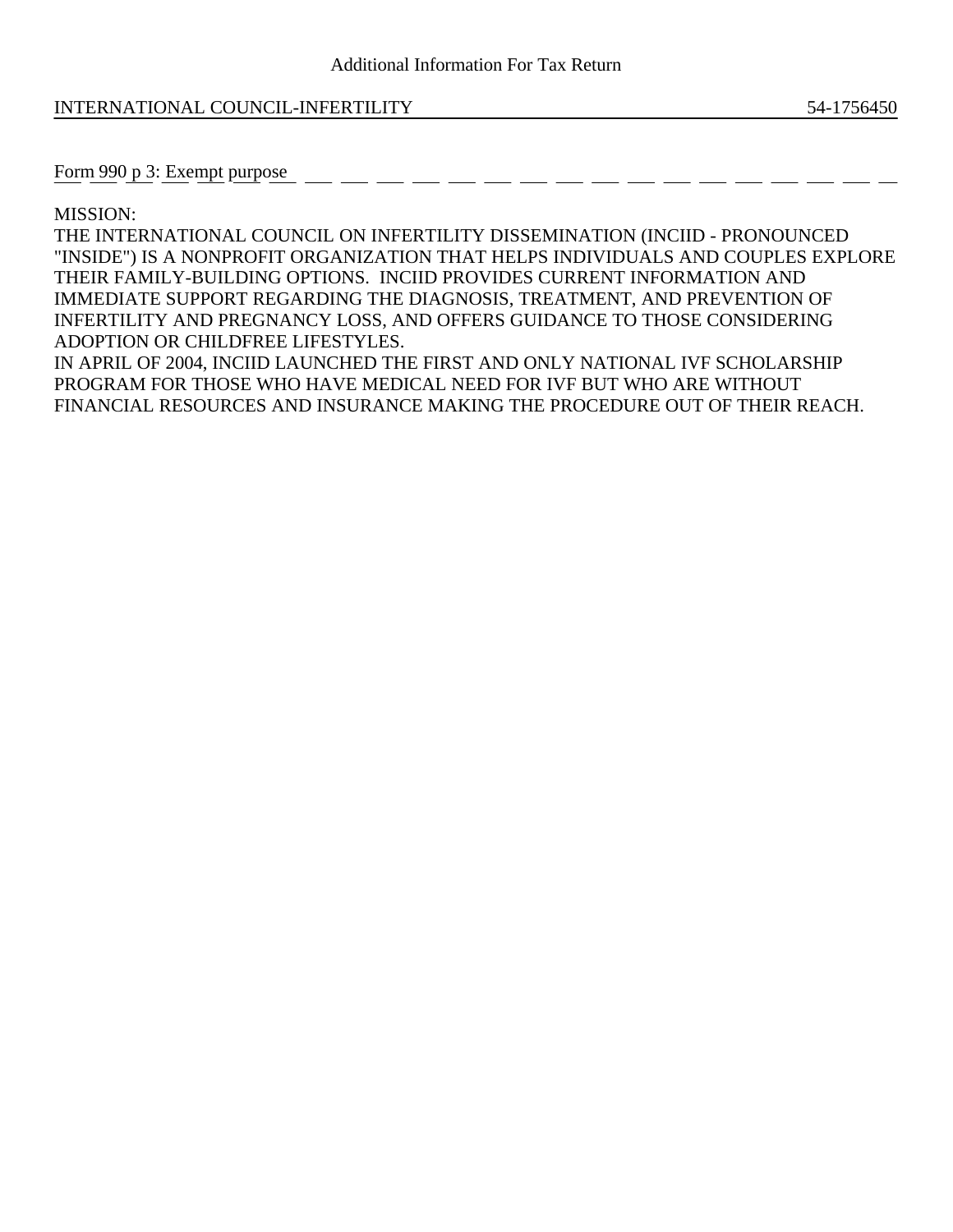Additional Information For Tax Return

INTERNATIONAL COUNCIL-INFERTILITY 54-1756450

Form 990 p 3: Exempt purpose

MISSION:

THE INTERNATIONAL COUNCIL ON INFERTILITY DISSEMINATION (INCIID - PRONOUNCED "INSIDE") IS A NONPROFIT ORGANIZATION THAT HELPS INDIVIDUALS AND COUPLES EXPLORE THEIR FAMILY-BUILDING OPTIONS. INCIID PROVIDES CURRENT INFORMATION AND IMMEDIATE SUPPORT REGARDING THE DIAGNOSIS, TREATMENT, AND PREVENTION OF INFERTILITY AND PREGNANCY LOSS, AND OFFERS GUIDANCE TO THOSE CONSIDERING ADOPTION OR CHILDFREE LIFESTYLES.

IN APRIL OF 2004, INCIID LAUNCHED THE FIRST AND ONLY NATIONAL IVF SCHOLARSHIP PROGRAM FOR THOSE WHO HAVE MEDICAL NEED FOR IVF BUT WHO ARE WITHOUT FINANCIAL RESOURCES AND INSURANCE MAKING THE PROCEDURE OUT OF THEIR REACH.